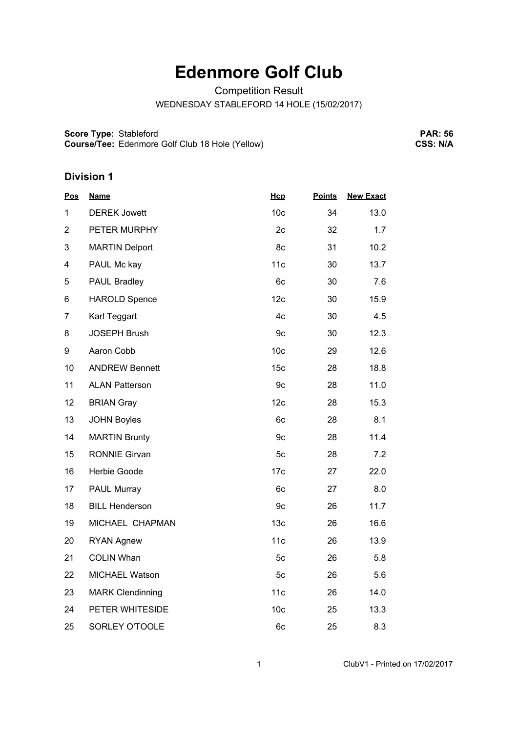# Edenmore Golf Club

Competition Result

WEDNESDAY STABLEFORD 14 HOLE (15/02/2017)

**Score Type:** Stableford
**Course/Tee:** Edenmore Golf Club 18 Hole (Yellow)

**PAR: 56**
**CSS: N/A**

## Division 1

| Pos | Name | Hcp | Points | New Exact |
|---|---|---|---|---|
| 1 | DEREK Jowett | 10c | 34 | 13.0 |
| 2 | PETER MURPHY | 2c | 32 | 1.7 |
| 3 | MARTIN Delport | 8c | 31 | 10.2 |
| 4 | PAUL Mc kay | 11c | 30 | 13.7 |
| 5 | PAUL Bradley | 6c | 30 | 7.6 |
| 6 | HAROLD Spence | 12c | 30 | 15.9 |
| 7 | Karl Teggart | 4c | 30 | 4.5 |
| 8 | JOSEPH Brush | 9c | 30 | 12.3 |
| 9 | Aaron Cobb | 10c | 29 | 12.6 |
| 10 | ANDREW Bennett | 15c | 28 | 18.8 |
| 11 | ALAN Patterson | 9c | 28 | 11.0 |
| 12 | BRIAN Gray | 12c | 28 | 15.3 |
| 13 | JOHN Boyles | 6c | 28 | 8.1 |
| 14 | MARTIN Brunty | 9c | 28 | 11.4 |
| 15 | RONNIE Girvan | 5c | 28 | 7.2 |
| 16 | Herbie Goode | 17c | 27 | 22.0 |
| 17 | PAUL Murray | 6c | 27 | 8.0 |
| 18 | BILL Henderson | 9c | 26 | 11.7 |
| 19 | MICHAEL CHAPMAN | 13c | 26 | 16.6 |
| 20 | RYAN Agnew | 11c | 26 | 13.9 |
| 21 | COLIN Whan | 5c | 26 | 5.8 |
| 22 | MICHAEL Watson | 5c | 26 | 5.6 |
| 23 | MARK Clendinning | 11c | 26 | 14.0 |
| 24 | PETER WHITESIDE | 10c | 25 | 13.3 |
| 25 | SORLEY O'TOOLE | 6c | 25 | 8.3 |

ClubV1 - Printed on 17/02/2017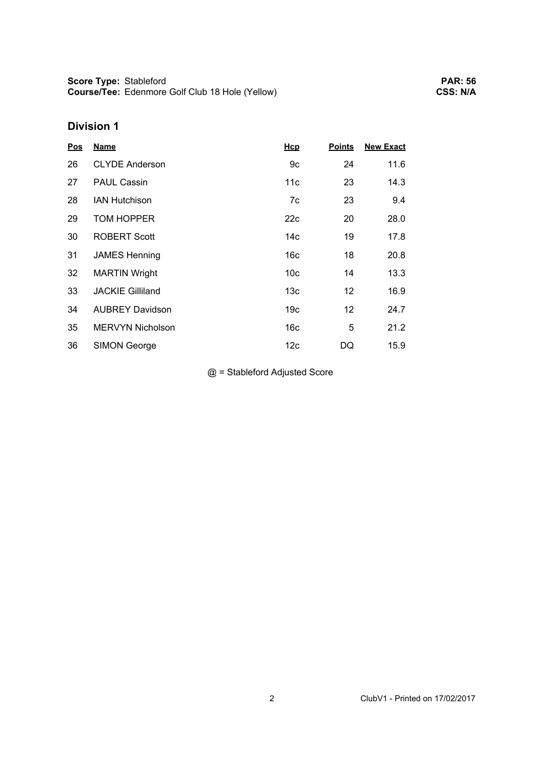**Score Type:** Stableford
**Course/Tee:** Edenmore Golf Club 18 Hole (Yellow)

**PAR: 56**
**CSS: N/A**

## Division 1

| Pos | Name | Hcp | Points | New Exact |
|---|---|---|---|---|
| 26 | CLYDE Anderson | 9c | 24 | 11.6 |
| 27 | PAUL Cassin | 11c | 23 | 14.3 |
| 28 | IAN Hutchison | 7c | 23 | 9.4 |
| 29 | TOM HOPPER | 22c | 20 | 28.0 |
| 30 | ROBERT Scott | 14c | 19 | 17.8 |
| 31 | JAMES Henning | 16c | 18 | 20.8 |
| 32 | MARTIN Wright | 10c | 14 | 13.3 |
| 33 | JACKIE Gilliland | 13c | 12 | 16.9 |
| 34 | AUBREY Davidson | 19c | 12 | 24.7 |
| 35 | MERVYN Nicholson | 16c | 5 | 21.2 |
| 36 | SIMON George | 12c | DQ | 15.9 |

@ = Stableford Adjusted Score

ClubV1 - Printed on 17/02/2017